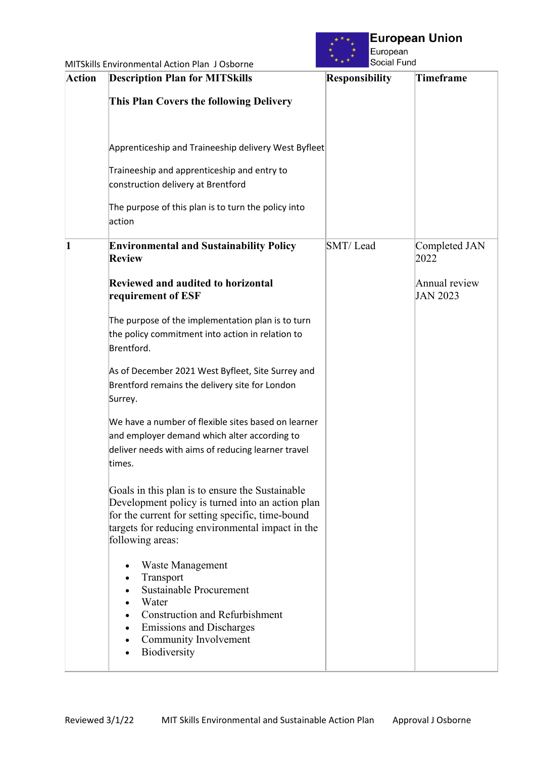MITSkills Environmental Action Plan J Osborne

European Union
European
Social Fund

| Action | Description Plan for MITSkills | Responsibility | Timeframe |
|---|---|---|---|
| | **This Plan Covers the following Delivery**<br><br>Apprenticeship and Traineeship delivery West Byfleet<br><br>Traineeship and apprenticeship and entry to construction delivery at Brentford<br><br>The purpose of this plan is to turn the policy into action | | |
| **1** | **Environmental and Sustainability Policy Review**<br><br>**Reviewed and audited to horizontal requirement of ESF**<br><br>The purpose of the implementation plan is to turn the policy commitment into action in relation to Brentford.<br><br>As of December 2021 West Byfleet, Site Surrey and Brentford remains the delivery site for London Surrey.<br><br>We have a number of flexible sites based on learner and employer demand which alter according to deliver needs with aims of reducing learner travel times.<br><br>Goals in this plan is to ensure the Sustainable Development policy is turned into an action plan for the current for setting specific, time-bound targets for reducing environmental impact in the following areas:<br><br>• Waste Management<br>• Transport<br>• Sustainable Procurement<br>• Water<br>• Construction and Refurbishment<br>• Emissions and Discharges<br>• Community Involvement<br>• Biodiversity | SMT/ Lead | Completed JAN 2022<br><br>Annual review JAN 2023 |

Reviewed 3/1/22 MIT Skills Environmental and Sustainable Action Plan Approval J Osborne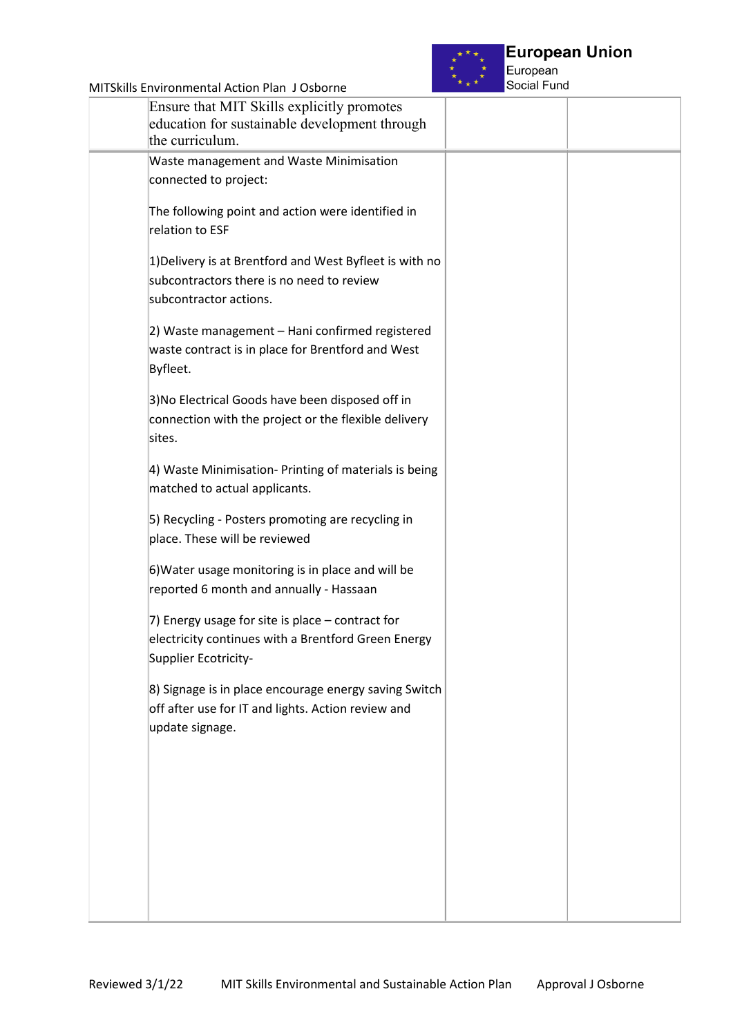| | | | |
|---|---|---|---|
| | Ensure that MIT Skills explicitly promotes education for sustainable development through the curriculum. | | |
| | Waste management and Waste Minimisation connected to project:<br><br>The following point and action were identified in relation to ESF<br><br>1)Delivery is at Brentford and West Byfleet is with no subcontractors there is no need to review subcontractor actions.<br><br>2) Waste management – Hani confirmed registered waste contract is in place for Brentford and West Byfleet.<br><br>3)No Electrical Goods have been disposed off in connection with the project or the flexible delivery sites.<br><br>4) Waste Minimisation- Printing of materials is being matched to actual applicants.<br><br>5) Recycling - Posters promoting are recycling in place. These will be reviewed<br><br>6)Water usage monitoring is in place and will be reported 6 month and annually - Hassaan<br><br>7) Energy usage for site is place – contract for electricity continues with a Brentford Green Energy Supplier Ecotricity-<br><br>8) Signage is in place encourage energy saving Switch off after use for IT and lights. Action review and update signage. | | |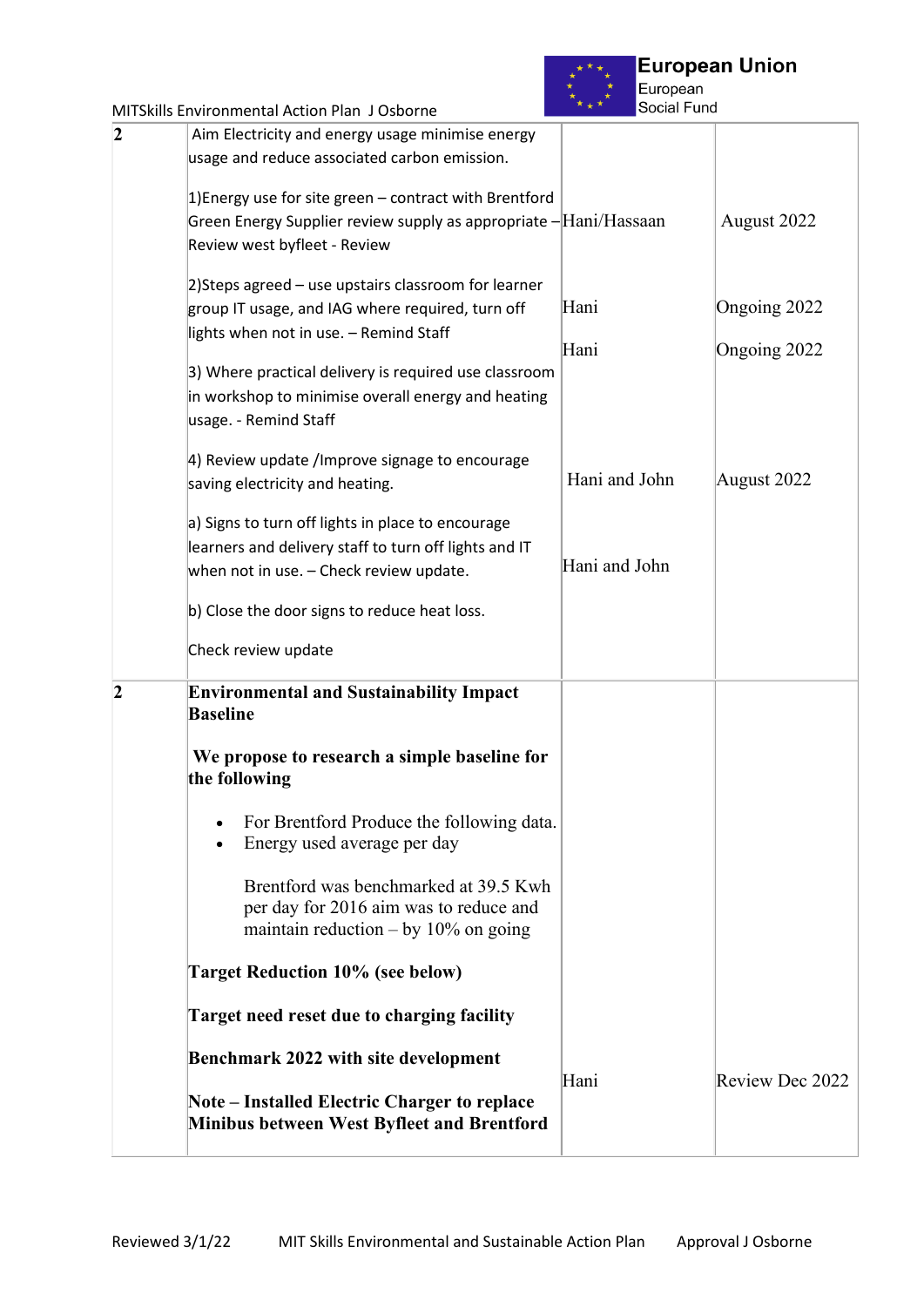| | | | |
|---|---|---|---|
| 2 | Aim Electricity and energy usage minimise energy usage and reduce associated carbon emission.<br><br>1)Energy use for site green – contract with Brentford Green Energy Supplier review supply as appropriate – Review west byfleet - Review<br><br>2)Steps agreed – use upstairs classroom for learner group IT usage, and IAG where required, turn off lights when not in use. – Remind Staff<br><br>3) Where practical delivery is required use classroom in workshop to minimise overall energy and heating usage. - Remind Staff<br><br>4) Review update /Improve signage to encourage saving electricity and heating.<br><br>a) Signs to turn off lights in place to encourage learners and delivery staff to turn off lights and IT when not in use. – Check review update.<br><br>b) Close the door signs to reduce heat loss.<br><br>Check review update | Hani/Hassaan<br><br>Hani<br><br>Hani<br><br>Hani and John<br><br>Hani and John | August 2022<br><br>Ongoing 2022<br><br>Ongoing 2022<br><br>August 2022 |
| 2 | **Environmental and Sustainability Impact Baseline**<br><br>**We propose to research a simple baseline for the following**<br><br>• For Brentford Produce the following data.<br>• Energy used average per day<br><br>Brentford was benchmarked at 39.5 Kwh per day for 2016 aim was to reduce and maintain reduction – by 10% on going<br><br>**Target Reduction 10% (see below)**<br><br>**Target need reset due to charging facility**<br><br>**Benchmark 2022 with site development**<br><br>**Note – Installed Electric Charger to replace Minibus between West Byfleet and Brentford** | Hani | Review Dec 2022 |

Reviewed 3/1/22 MIT Skills Environmental and Sustainable Action Plan Approval J Osborne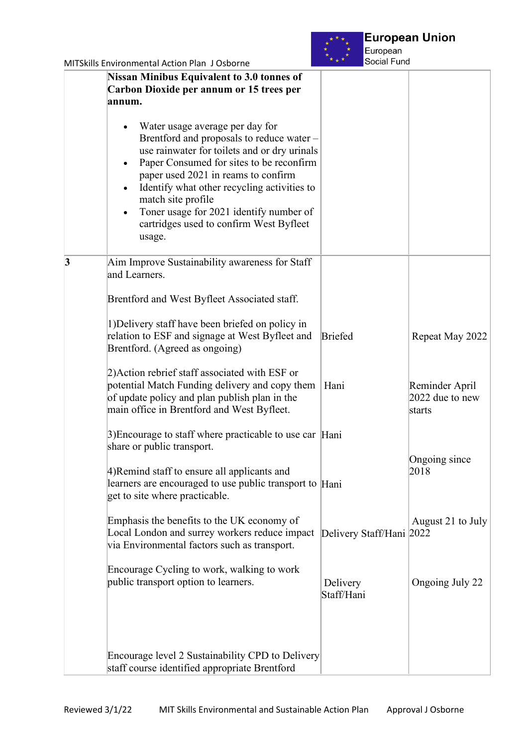| | | | |
|---|---|---|---|
| | **Nissan Minibus Equivalent to 3.0 tonnes of Carbon Dioxide per annum or 15 trees per annum.**<br><br>• Water usage average per day for Brentford and proposals to reduce water – use rainwater for toilets and or dry urinals<br>• Paper Consumed for sites to be reconfirm paper used 2021 in reams to confirm<br>• Identify what other recycling activities to match site profile<br>• Toner usage for 2021 identify number of cartridges used to confirm West Byfleet usage. | | |
| **3** | Aim Improve Sustainability awareness for Staff and Learners.<br><br>Brentford and West Byfleet Associated staff. | | |
| | 1)Delivery staff have been briefed on policy in relation to ESF and signage at West Byfleet and Brentford. (Agreed as ongoing) | Briefed | Repeat May 2022 |
| | 2)Action rebrief staff associated with ESF or potential Match Funding delivery and copy them of update policy and plan publish plan in the main office in Brentford and West Byfleet. | Hani | Reminder April 2022 due to new starts |
| | 3)Encourage to staff where practicable to use car share or public transport. | Hani | Ongoing since 2018 |
| | 4)Remind staff to ensure all applicants and learners are encouraged to use public transport to get to site where practicable. | Hani | |
| | Emphasis the benefits to the UK economy of Local London and surrey workers reduce impact via Environmental factors such as transport. | Delivery Staff/Hani | August 21 to July 2022 |
| | Encourage Cycling to work, walking to work public transport option to learners. | Delivery Staff/Hani | Ongoing July 22 |
| | Encourage level 2 Sustainability CPD to Delivery staff course identified appropriate Brentford | | |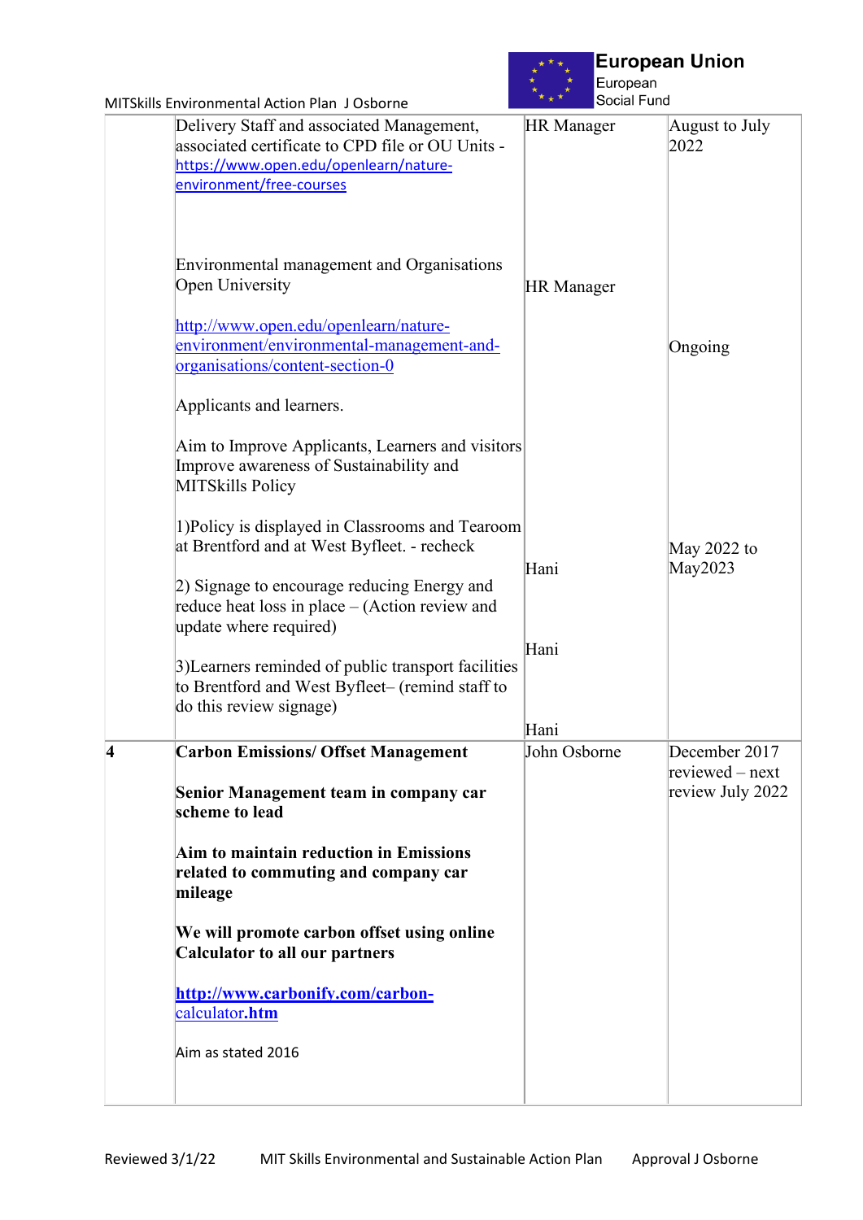| | | | |
|---|---|---|---|
| | Delivery Staff and associated Management, associated certificate to CPD file or OU Units - https://www.open.edu/openlearn/nature-environment/free-courses<br><br>Environmental management and Organisations Open University<br><br>http://www.open.edu/openlearn/nature-environment/environmental-management-and-organisations/content-section-0<br><br>Applicants and learners.<br><br>Aim to Improve Applicants, Learners and visitors Improve awareness of Sustainability and MITSkills Policy<br><br>1)Policy is displayed in Classrooms and Tearoom at Brentford and at West Byfleet. - recheck<br><br>2) Signage to encourage reducing Energy and reduce heat loss in place – (Action review and update where required)<br><br>3)Learners reminded of public transport facilities to Brentford and West Byfleet– (remind staff to do this review signage) | HR Manager<br><br>HR Manager<br><br>Hani<br><br>Hani<br><br>Hani | August to July 2022<br><br>Ongoing<br><br>May 2022 to May2023 |
| **4** | **Carbon Emissions/ Offset Management**<br><br>**Senior Management team in company car scheme to lead**<br><br>**Aim to maintain reduction in Emissions related to commuting and company car mileage**<br><br>**We will promote carbon offset using online Calculator to all our partners**<br><br>**http://www.carbonify.com/carbon-calculator.htm**<br><br>Aim as stated 2016 | John Osborne | December 2017 reviewed – next review July 2022 |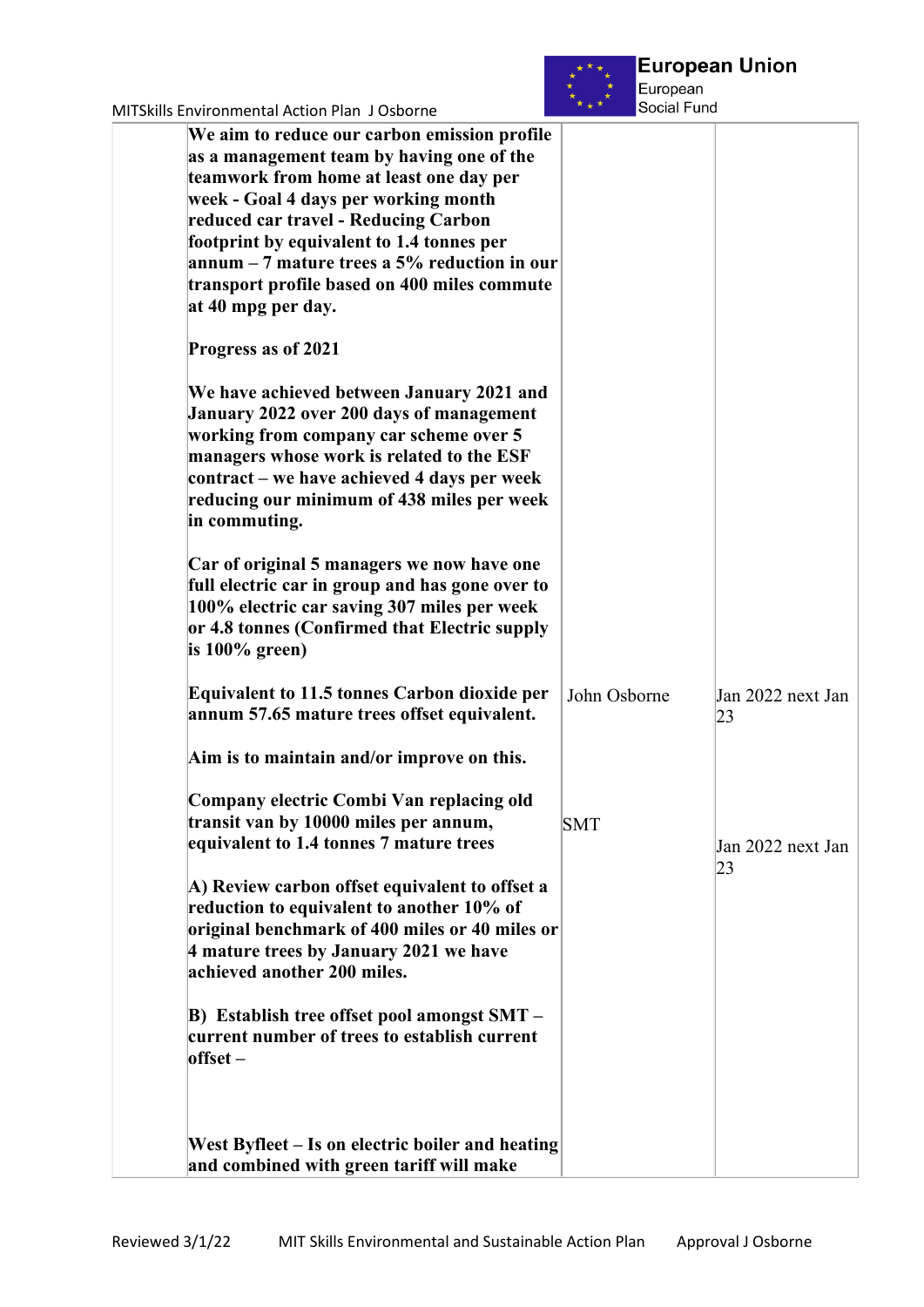| | | | |
|---|---|---|---|
| | **We aim to reduce our carbon emission profile as a management team by having one of the teamwork from home at least one day per week - Goal 4 days per working month reduced car travel - Reducing Carbon footprint by equivalent to 1.4 tonnes per annum – 7 mature trees a 5% reduction in our transport profile based on 400 miles commute at 40 mpg per day.**<br><br>**Progress as of 2021**<br><br>**We have achieved between January 2021 and January 2022 over 200 days of management working from company car scheme over 5 managers whose work is related to the ESF contract – we have achieved 4 days per week reducing our minimum of 438 miles per week in commuting.**<br><br>**Car of original 5 managers we now have one full electric car in group and has gone over to 100% electric car saving 307 miles per week or 4.8 tonnes (Confirmed that Electric supply is 100% green)**<br><br>**Equivalent to 11.5 tonnes Carbon dioxide per annum 57.65 mature trees offset equivalent.**<br><br>**Aim is to maintain and/or improve on this.** | John Osborne | Jan 2022 next Jan 23 |
| | **Company electric Combi Van replacing old transit van by 10000 miles per annum, equivalent to 1.4 tonnes 7 mature trees**<br><br>**A) Review carbon offset equivalent to offset a reduction to equivalent to another 10% of original benchmark of 400 miles or 40 miles or 4 mature trees by January 2021 we have achieved another 200 miles.**<br><br>**B) Establish tree offset pool amongst SMT – current number of trees to establish current offset –**<br><br>**West Byfleet – Is on electric boiler and heating and combined with green tariff will make** | SMT | Jan 2022 next Jan 23 |

Reviewed 3/1/22 MIT Skills Environmental and Sustainable Action Plan Approval J Osborne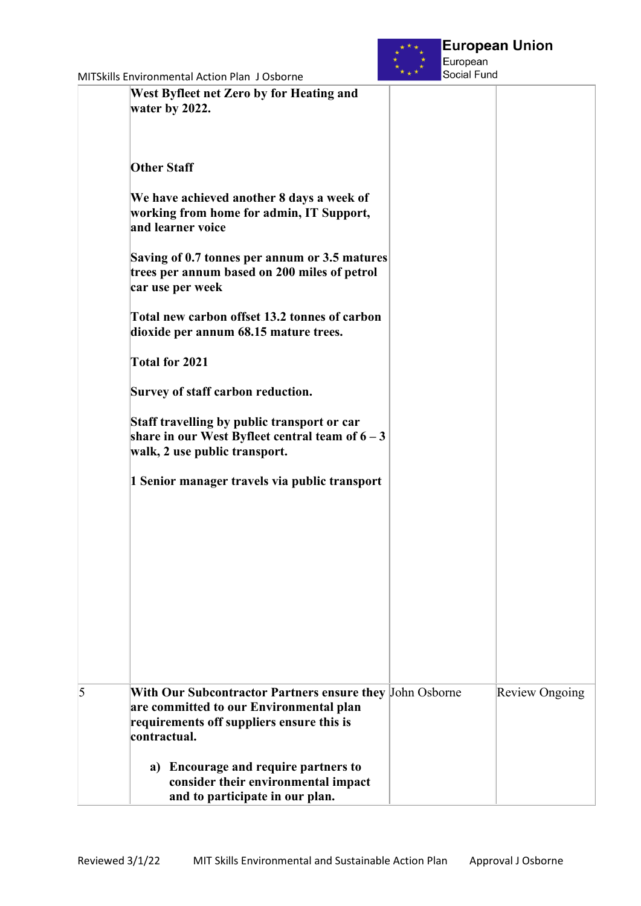| | | | |
|---|---|---|---|
| | **West Byfleet net Zero by for Heating and water by 2022.**<br><br>**Other Staff**<br><br>**We have achieved another 8 days a week of working from home for admin, IT Support, and learner voice**<br><br>**Saving of 0.7 tonnes per annum or 3.5 matures trees per annum based on 200 miles of petrol car use per week**<br><br>**Total new carbon offset 13.2 tonnes of carbon dioxide per annum 68.15 mature trees.**<br><br>**Total for 2021**<br><br>**Survey of staff carbon reduction.**<br><br>**Staff travelling by public transport or car share in our West Byfleet central team of 6 – 3 walk, 2 use public transport.**<br><br>**1 Senior manager travels via public transport** | | |
| 5 | **With Our Subcontractor Partners ensure they are committed to our Environmental plan requirements off suppliers ensure this is contractual.**<br><br>**a) Encourage and require partners to consider their environmental impact and to participate in our plan.** | John Osborne | Review Ongoing |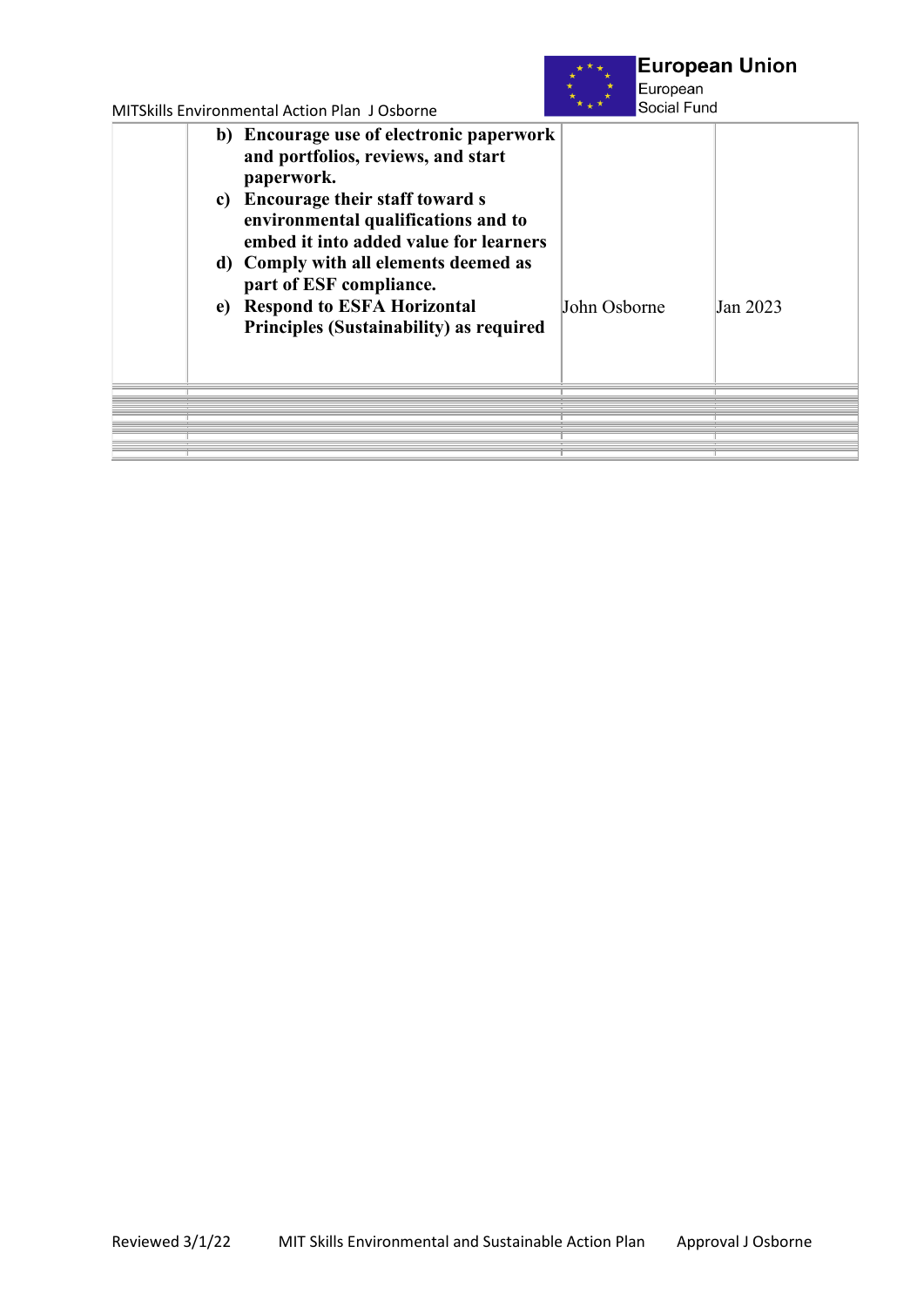| | | | |
|---|---|---|---|
| | **b) Encourage use of electronic paperwork and portfolios, reviews, and start paperwork.**<br>**c) Encourage their staff toward s environmental qualifications and to embed it into added value for learners**<br>**d) Comply with all elements deemed as part of ESF compliance.**<br>**e) Respond to ESFA Horizontal Principles (Sustainability) as required** | John Osborne | Jan 2023 |
| | | | |
| | | | |
| | | | |
| | | | |